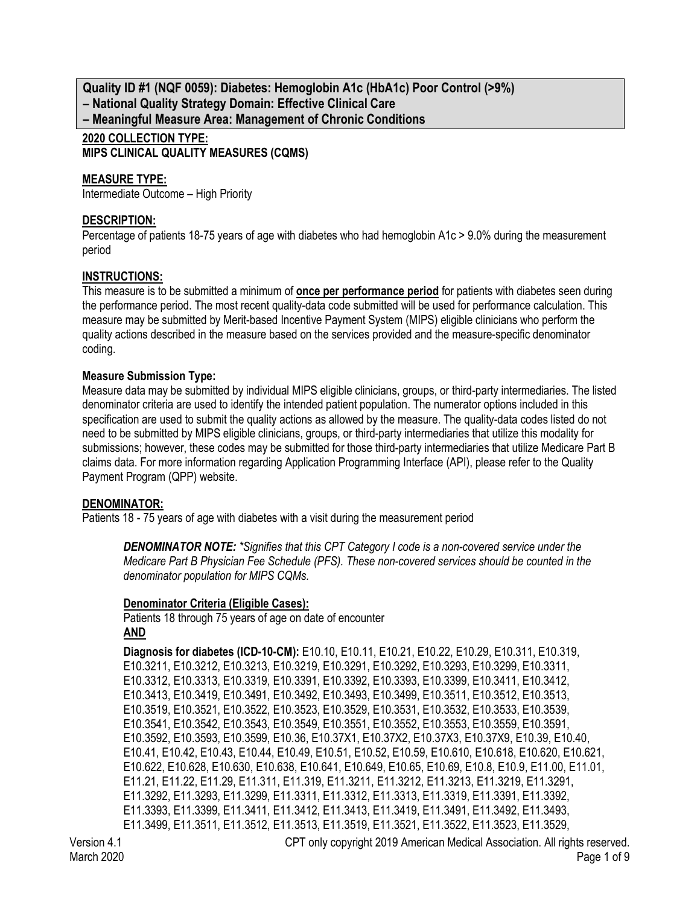**Quality ID #1 (NQF 0059): Diabetes: Hemoglobin A1c (HbA1c) Poor Control (>9%)**
**– National Quality Strategy Domain: Effective Clinical Care**
**– Meaningful Measure Area: Management of Chronic Conditions**

**2020 COLLECTION TYPE:**
**MIPS CLINICAL QUALITY MEASURES (CQMS)**

**MEASURE TYPE:**
Intermediate Outcome – High Priority

**DESCRIPTION:**
Percentage of patients 18-75 years of age with diabetes who had hemoglobin A1c > 9.0% during the measurement period

**INSTRUCTIONS:**
This measure is to be submitted a minimum of **once per performance period** for patients with diabetes seen during the performance period. The most recent quality-data code submitted will be used for performance calculation. This measure may be submitted by Merit-based Incentive Payment System (MIPS) eligible clinicians who perform the quality actions described in the measure based on the services provided and the measure-specific denominator coding.

**Measure Submission Type:**
Measure data may be submitted by individual MIPS eligible clinicians, groups, or third-party intermediaries. The listed denominator criteria are used to identify the intended patient population. The numerator options included in this specification are used to submit the quality actions as allowed by the measure. The quality-data codes listed do not need to be submitted by MIPS eligible clinicians, groups, or third-party intermediaries that utilize this modality for submissions; however, these codes may be submitted for those third-party intermediaries that utilize Medicare Part B claims data. For more information regarding Application Programming Interface (API), please refer to the Quality Payment Program (QPP) website.

**DENOMINATOR:**
Patients 18 - 75 years of age with diabetes with a visit during the measurement period

> ***DENOMINATOR NOTE:*** *\*Signifies that this CPT Category I code is a non-covered service under the Medicare Part B Physician Fee Schedule (PFS). These non-covered services should be counted in the denominator population for MIPS CQMs.*

**Denominator Criteria (Eligible Cases):**
Patients 18 through 75 years of age on date of encounter
**AND**

**Diagnosis for diabetes (ICD-10-CM):** E10.10, E10.11, E10.21, E10.22, E10.29, E10.311, E10.319, E10.3211, E10.3212, E10.3213, E10.3219, E10.3291, E10.3292, E10.3293, E10.3299, E10.3311, E10.3312, E10.3313, E10.3319, E10.3391, E10.3392, E10.3393, E10.3399, E10.3411, E10.3412, E10.3413, E10.3419, E10.3491, E10.3492, E10.3493, E10.3499, E10.3511, E10.3512, E10.3513, E10.3519, E10.3521, E10.3522, E10.3523, E10.3529, E10.3531, E10.3532, E10.3533, E10.3539, E10.3541, E10.3542, E10.3543, E10.3549, E10.3551, E10.3552, E10.3553, E10.3559, E10.3591, E10.3592, E10.3593, E10.3599, E10.36, E10.37X1, E10.37X2, E10.37X3, E10.37X9, E10.39, E10.40, E10.41, E10.42, E10.43, E10.44, E10.49, E10.51, E10.52, E10.59, E10.610, E10.618, E10.620, E10.621, E10.622, E10.628, E10.630, E10.638, E10.641, E10.649, E10.65, E10.69, E10.8, E10.9, E11.00, E11.01, E11.21, E11.22, E11.29, E11.311, E11.319, E11.3211, E11.3212, E11.3213, E11.3219, E11.3291, E11.3292, E11.3293, E11.3299, E11.3311, E11.3312, E11.3313, E11.3319, E11.3391, E11.3392, E11.3393, E11.3399, E11.3411, E11.3412, E11.3413, E11.3419, E11.3491, E11.3492, E11.3493, E11.3499, E11.3511, E11.3512, E11.3513, E11.3519, E11.3521, E11.3522, E11.3523, E11.3529,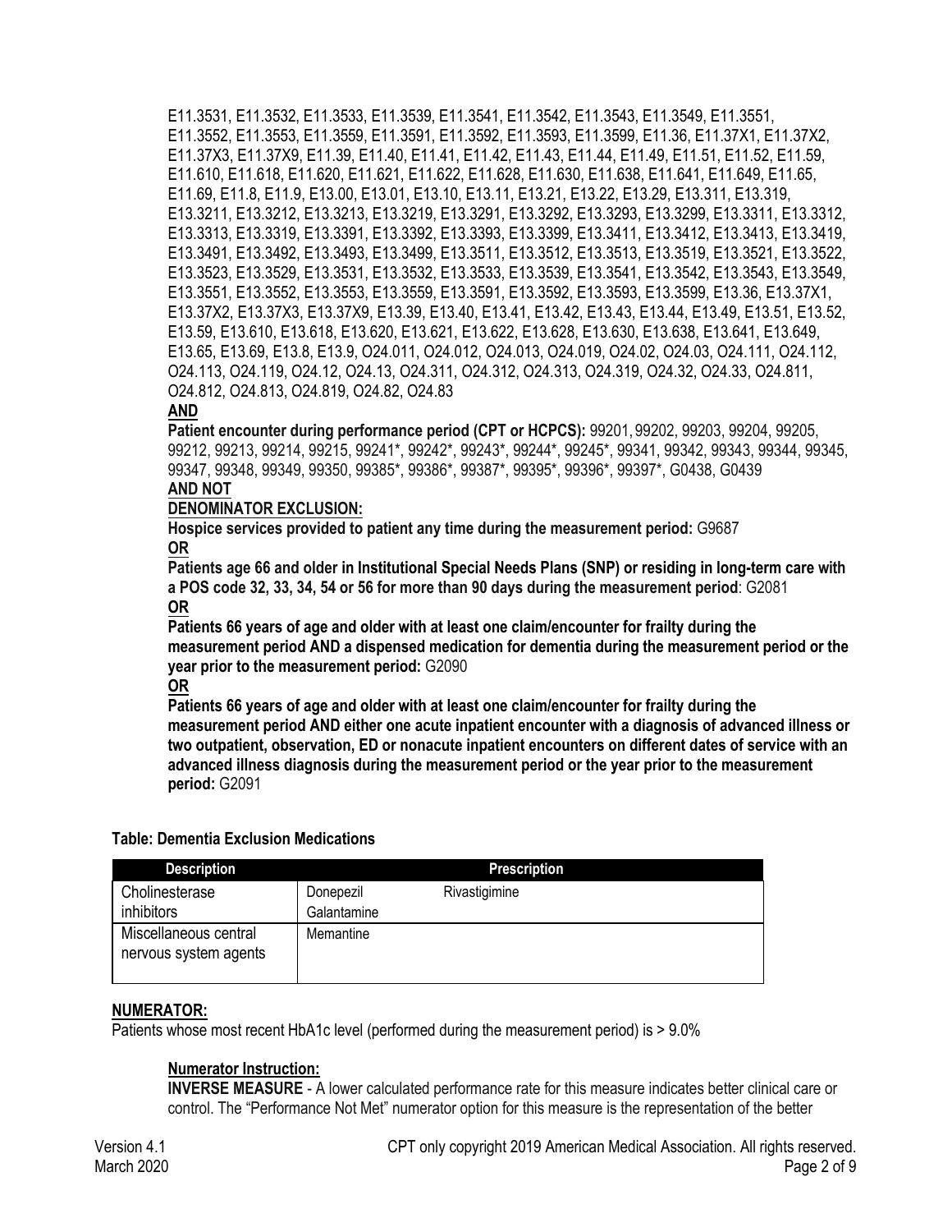E11.3531, E11.3532, E11.3533, E11.3539, E11.3541, E11.3542, E11.3543, E11.3549, E11.3551, E11.3552, E11.3553, E11.3559, E11.3591, E11.3592, E11.3593, E11.3599, E11.36, E11.37X1, E11.37X2, E11.37X3, E11.37X9, E11.39, E11.40, E11.41, E11.42, E11.43, E11.44, E11.49, E11.51, E11.52, E11.59, E11.610, E11.618, E11.620, E11.621, E11.622, E11.628, E11.630, E11.638, E11.641, E11.649, E11.65, E11.69, E11.8, E11.9, E13.00, E13.01, E13.10, E13.11, E13.21, E13.22, E13.29, E13.311, E13.319, E13.3211, E13.3212, E13.3213, E13.3219, E13.3291, E13.3292, E13.3293, E13.3299, E13.3311, E13.3312, E13.3313, E13.3319, E13.3391, E13.3392, E13.3393, E13.3399, E13.3411, E13.3412, E13.3413, E13.3419, E13.3491, E13.3492, E13.3493, E13.3499, E13.3511, E13.3512, E13.3513, E13.3519, E13.3521, E13.3522, E13.3523, E13.3529, E13.3531, E13.3532, E13.3533, E13.3539, E13.3541, E13.3542, E13.3543, E13.3549, E13.3551, E13.3552, E13.3553, E13.3559, E13.3591, E13.3592, E13.3593, E13.3599, E13.36, E13.37X1, E13.37X2, E13.37X3, E13.37X9, E13.39, E13.40, E13.41, E13.42, E13.43, E13.44, E13.49, E13.51, E13.52, E13.59, E13.610, E13.618, E13.620, E13.621, E13.622, E13.628, E13.630, E13.638, E13.641, E13.649, E13.65, E13.69, E13.8, E13.9, O24.011, O24.012, O24.013, O24.019, O24.02, O24.03, O24.111, O24.112, O24.113, O24.119, O24.12, O24.13, O24.311, O24.312, O24.313, O24.319, O24.32, O24.33, O24.811, O24.812, O24.813, O24.819, O24.82, O24.83

**AND**

**Patient encounter during performance period (CPT or HCPCS):** 99201, 99202, 99203, 99204, 99205, 99212, 99213, 99214, 99215, 99241*, 99242*, 99243*, 99244*, 99245*, 99341, 99342, 99343, 99344, 99345, 99347, 99348, 99349, 99350, 99385*, 99386*, 99387*, 99395*, 99396*, 99397*, G0438, G0439

**AND NOT**

**DENOMINATOR EXCLUSION:**

**Hospice services provided to patient any time during the measurement period:** G9687

**OR**

**Patients age 66 and older in Institutional Special Needs Plans (SNP) or residing in long-term care with a POS code 32, 33, 34, 54 or 56 for more than 90 days during the measurement period**: G2081

**OR**

**Patients 66 years of age and older with at least one claim/encounter for frailty during the measurement period AND a dispensed medication for dementia during the measurement period or the year prior to the measurement period:** G2090

**OR**

**Patients 66 years of age and older with at least one claim/encounter for frailty during the measurement period AND either one acute inpatient encounter with a diagnosis of advanced illness or two outpatient, observation, ED or nonacute inpatient encounters on different dates of service with an advanced illness diagnosis during the measurement period or the year prior to the measurement period:** G2091

**Table: Dementia Exclusion Medications**

| Description | Prescription | |
|---|---|---|
| Cholinesterase inhibitors | Donepezil<br>Galantamine | Rivastigimine |
| Miscellaneous central nervous system agents | Memantine | |

## NUMERATOR:

Patients whose most recent HbA1c level (performed during the measurement period) is > 9.0%

### Numerator Instruction:

**INVERSE MEASURE** - A lower calculated performance rate for this measure indicates better clinical care or control. The "Performance Not Met" numerator option for this measure is the representation of the better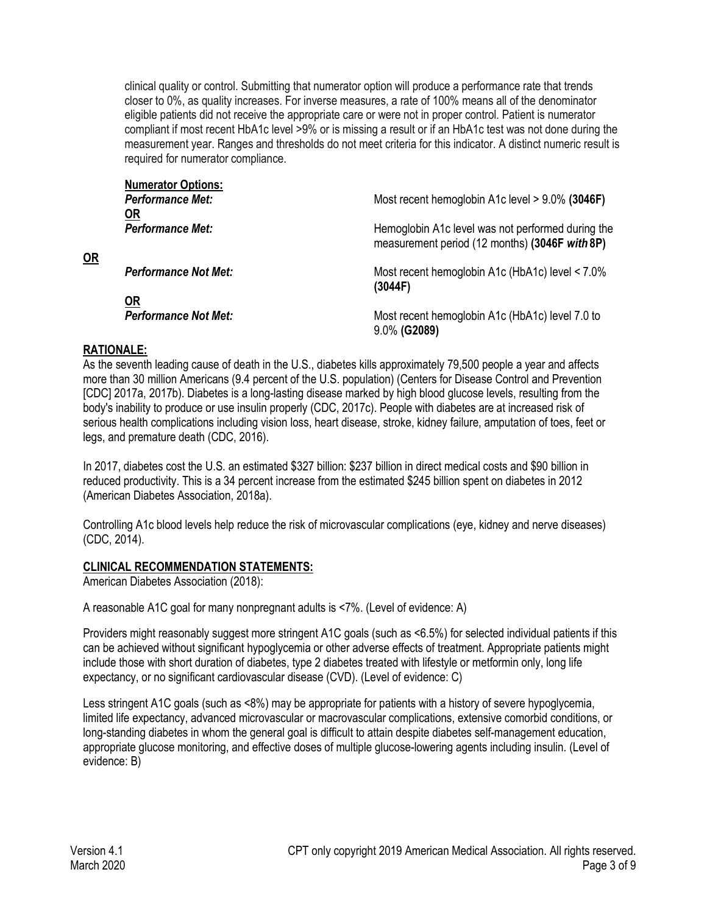clinical quality or control. Submitting that numerator option will produce a performance rate that trends closer to 0%, as quality increases. For inverse measures, a rate of 100% means all of the denominator eligible patients did not receive the appropriate care or were not in proper control. Patient is numerator compliant if most recent HbA1c level >9% or is missing a result or if an HbA1c test was not done during the measurement year. Ranges and thresholds do not meet criteria for this indicator. A distinct numeric result is required for numerator compliance.

**Numerator Options:**

***Performance Met:*** Most recent hemoglobin A1c level > 9.0% **(3046F)**

**OR**

***Performance Met:*** Hemoglobin A1c level was not performed during the measurement period (12 months) **(3046F *with* 8P)**

**OR**

***Performance Not Met:*** Most recent hemoglobin A1c (HbA1c) level < 7.0% **(3044F)**

**OR**

***Performance Not Met:*** Most recent hemoglobin A1c (HbA1c) level 7.0 to 9.0% **(G2089)**

## RATIONALE:

As the seventh leading cause of death in the U.S., diabetes kills approximately 79,500 people a year and affects more than 30 million Americans (9.4 percent of the U.S. population) (Centers for Disease Control and Prevention [CDC] 2017a, 2017b). Diabetes is a long-lasting disease marked by high blood glucose levels, resulting from the body's inability to produce or use insulin properly (CDC, 2017c). People with diabetes are at increased risk of serious health complications including vision loss, heart disease, stroke, kidney failure, amputation of toes, feet or legs, and premature death (CDC, 2016).

In 2017, diabetes cost the U.S. an estimated $327 billion: $237 billion in direct medical costs and $90 billion in reduced productivity. This is a 34 percent increase from the estimated $245 billion spent on diabetes in 2012 (American Diabetes Association, 2018a).

Controlling A1c blood levels help reduce the risk of microvascular complications (eye, kidney and nerve diseases) (CDC, 2014).

## CLINICAL RECOMMENDATION STATEMENTS:

American Diabetes Association (2018):

A reasonable A1C goal for many nonpregnant adults is <7%. (Level of evidence: A)

Providers might reasonably suggest more stringent A1C goals (such as <6.5%) for selected individual patients if this can be achieved without significant hypoglycemia or other adverse effects of treatment. Appropriate patients might include those with short duration of diabetes, type 2 diabetes treated with lifestyle or metformin only, long life expectancy, or no significant cardiovascular disease (CVD). (Level of evidence: C)

Less stringent A1C goals (such as <8%) may be appropriate for patients with a history of severe hypoglycemia, limited life expectancy, advanced microvascular or macrovascular complications, extensive comorbid conditions, or long-standing diabetes in whom the general goal is difficult to attain despite diabetes self-management education, appropriate glucose monitoring, and effective doses of multiple glucose-lowering agents including insulin. (Level of evidence: B)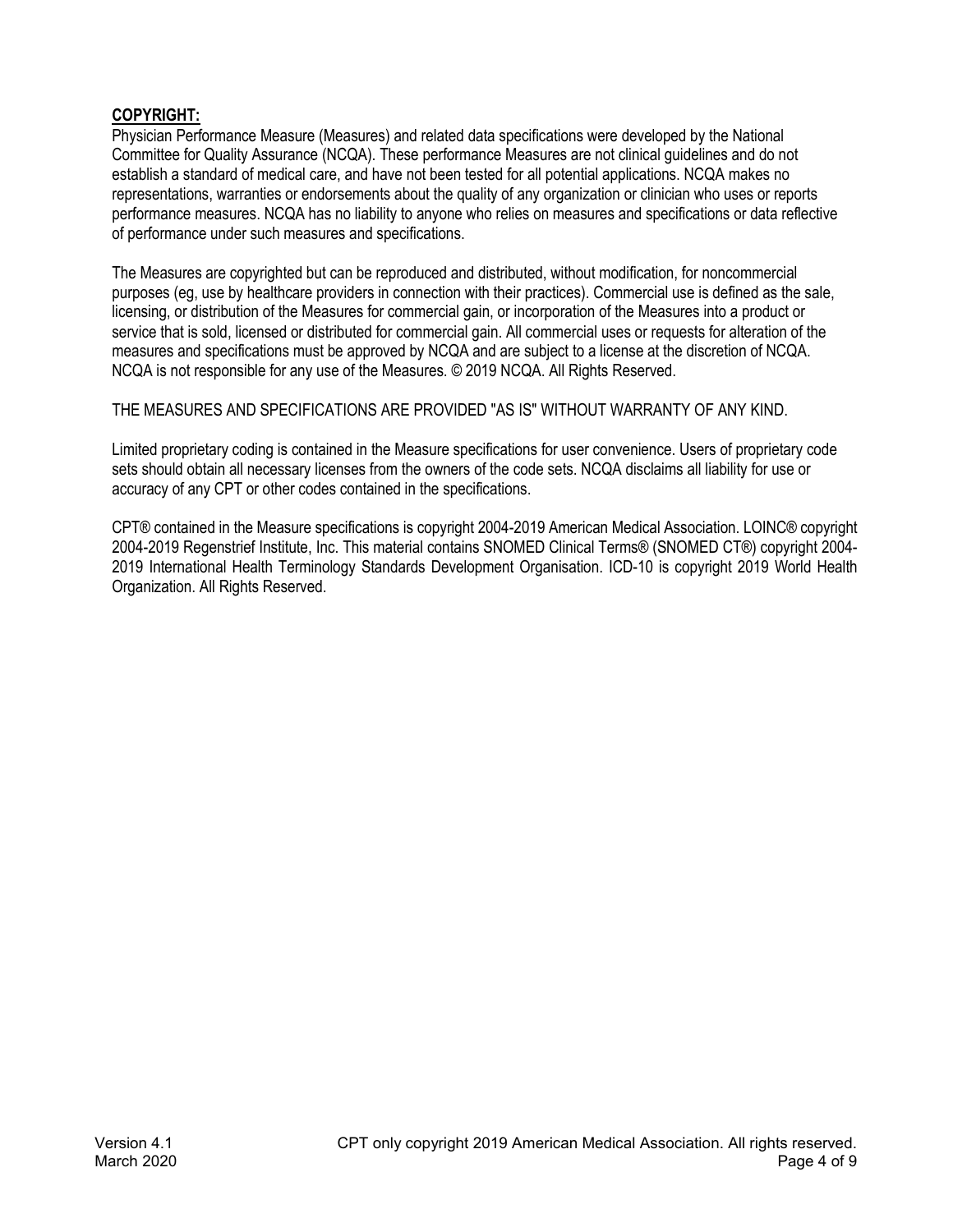**COPYRIGHT:**

Physician Performance Measure (Measures) and related data specifications were developed by the National Committee for Quality Assurance (NCQA). These performance Measures are not clinical guidelines and do not establish a standard of medical care, and have not been tested for all potential applications. NCQA makes no representations, warranties or endorsements about the quality of any organization or clinician who uses or reports performance measures. NCQA has no liability to anyone who relies on measures and specifications or data reflective of performance under such measures and specifications.

The Measures are copyrighted but can be reproduced and distributed, without modification, for noncommercial purposes (eg, use by healthcare providers in connection with their practices). Commercial use is defined as the sale, licensing, or distribution of the Measures for commercial gain, or incorporation of the Measures into a product or service that is sold, licensed or distributed for commercial gain. All commercial uses or requests for alteration of the measures and specifications must be approved by NCQA and are subject to a license at the discretion of NCQA. NCQA is not responsible for any use of the Measures. © 2019 NCQA. All Rights Reserved.

THE MEASURES AND SPECIFICATIONS ARE PROVIDED "AS IS" WITHOUT WARRANTY OF ANY KIND.

Limited proprietary coding is contained in the Measure specifications for user convenience. Users of proprietary code sets should obtain all necessary licenses from the owners of the code sets. NCQA disclaims all liability for use or accuracy of any CPT or other codes contained in the specifications.

CPT® contained in the Measure specifications is copyright 2004-2019 American Medical Association. LOINC® copyright 2004-2019 Regenstrief Institute, Inc. This material contains SNOMED Clinical Terms® (SNOMED CT®) copyright 2004-2019 International Health Terminology Standards Development Organisation. ICD-10 is copyright 2019 World Health Organization. All Rights Reserved.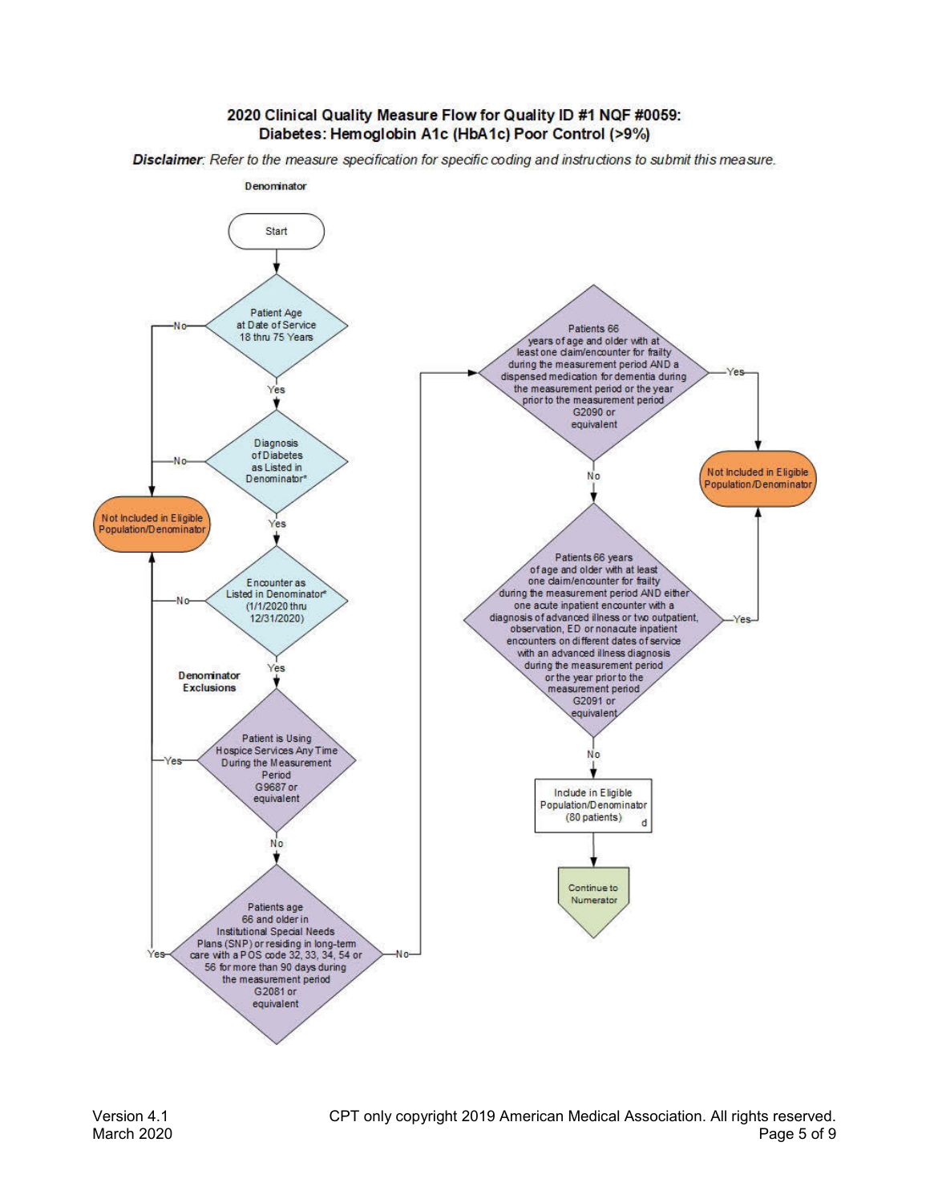# 2020 Clinical Quality Measure Flow for Quality ID #1 NQF #0059: Diabetes: Hemoglobin A1c (HbA1c) Poor Control (>9%)

***Disclaimer**: Refer to the measure specification for specific coding and instructions to submit this measure.*

**Denominator**

- Start
- Patient Age at Date of Service 18 thru 75 Years
  - No → Not Included in Eligible Population/Denominator
  - Yes → Diagnosis of Diabetes as Listed in Denominator*
    - No → Not Included in Eligible Population/Denominator
    - Yes → Encounter as Listed in Denominator* (1/1/2020 thru 12/31/2020)
      - No → Not Included in Eligible Population/Denominator
      - Yes → Denominator Exclusions

**Denominator Exclusions**

- Patient is Using Hospice Services Any Time During the Measurement Period G9687 or equivalent
  - Yes → Not Included in Eligible Population/Denominator
  - No → Patients age 66 and older in Institutional Special Needs Plans (SNP) or residing in long-term care with a POS code 32, 33, 34, 54 or 56 for more than 90 days during the measurement period G2081 or equivalent
    - Yes → Not Included in Eligible Population/Denominator
    - No → Patients 66 years of age and older with at least one claim/encounter for frailty during the measurement period AND a dispensed medication for dementia during the measurement period or the year prior to the measurement period G2090 or equivalent
      - Yes → Not Included in Eligible Population/Denominator
      - No → Patients 66 years of age and older with at least one claim/encounter for frailty during the measurement period AND either one acute inpatient encounter with a diagnosis of advanced illness or two outpatient, observation, ED or nonacute inpatient encounters on different dates of service with an advanced illness diagnosis during the measurement period or the year prior to the measurement period G2091 or equivalent
        - Yes → Not Included in Eligible Population/Denominator
        - No → Include in Eligible Population/Denominator (80 patients) d
          - Continue to Numerator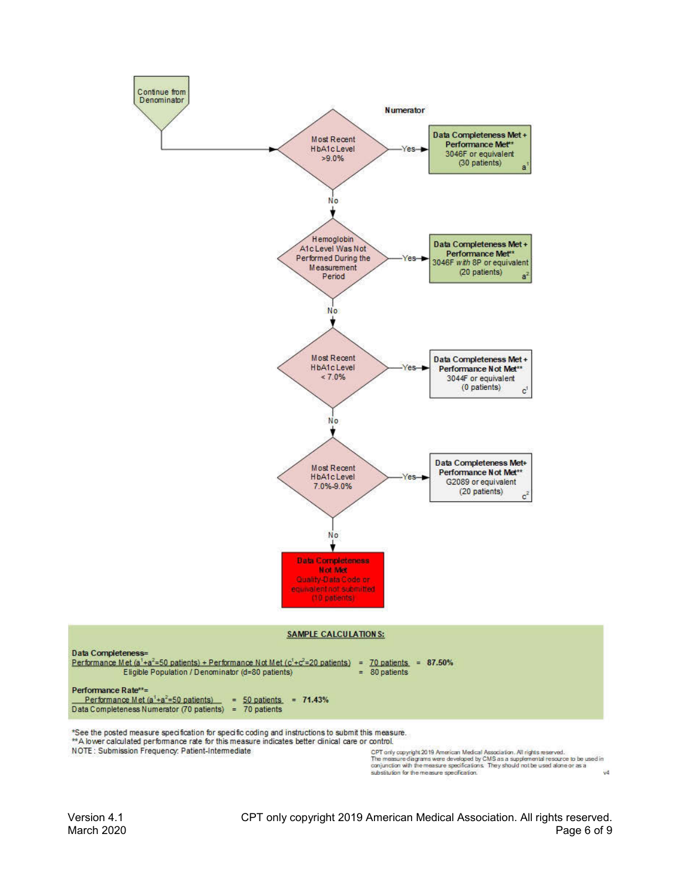Continue from Denominator

**Numerator**

Most Recent HbA1c Level >9.0% — Yes → **Data Completeness Met + Performance Met**** 3046F or equivalent (30 patients) $a^1$

No ↓

Hemoglobin A1c Level Was Not Performed During the Measurement Period — Yes → **Data Completeness Met + Performance Met**** 3046F *with* 8P or equivalent (20 patients) $a^2$

No ↓

Most Recent HbA1c Level < 7.0% — Yes → **Data Completeness Met + Performance Not Met**** 3044F or equivalent (0 patients) $c^1$

No ↓

Most Recent HbA1c Level 7.0%-9.0% — Yes → **Data Completeness Met+ Performance Not Met**** G2089 or equivalent (20 patients) $c^2$

No ↓

**Data Completeness Not Met** Quality-Data Code or equivalent not submitted (10 patients)

**SAMPLE CALCULATIONS:**

**Data Completeness=**

$$\frac{\text{Performance Met } (a^1+a^2=50 \text{ patients}) + \text{Performance Not Met } (c^1+c^2=20 \text{ patients})}{\text{Eligible Population / Denominator } (d=80 \text{ patients})} = \frac{70 \text{ patients}}{80 \text{ patients}} = \mathbf{87.50\%}$$

**Performance Rate**=**

$$\frac{\text{Performance Met } (a^1+a^2=50 \text{ patients})}{\text{Data Completeness Numerator } (70 \text{ patients})} = \frac{50 \text{ patients}}{70 \text{ patients}} = \mathbf{71.43\%}$$

*See the posted measure specification for specific coding and instructions to submit this measure.
**A lower calculated performance rate for this measure indicates better clinical care or control.
NOTE: Submission Frequency: Patient-Intermediate

CPT only copyright 2019 American Medical Association. All rights reserved.
The measure diagrams were developed by CMS as a supplemental resource to be used in conjunction with the measure specifications. They should not be used alone or as a substitution for the measure specification.

v4

Version 4.1
March 2020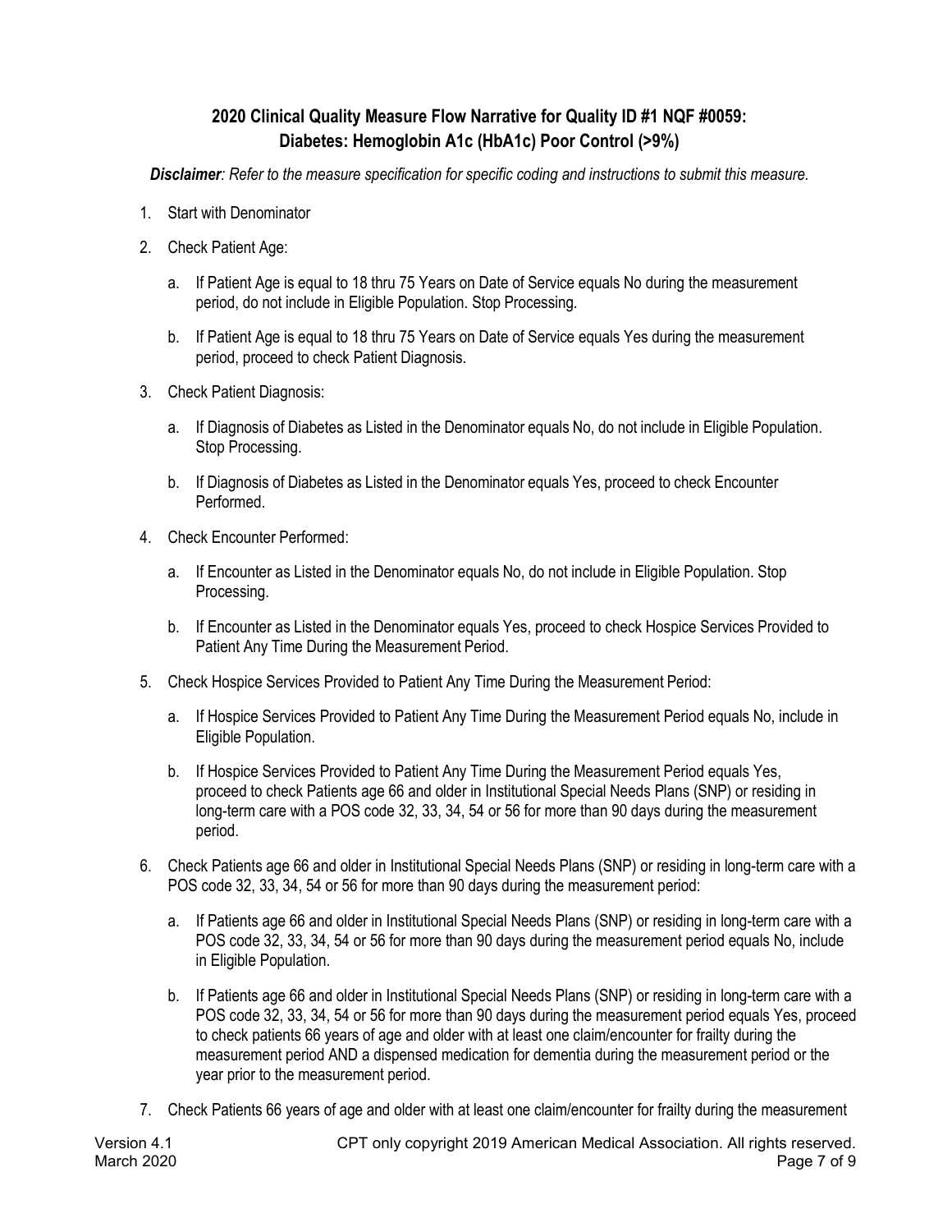## 2020 Clinical Quality Measure Flow Narrative for Quality ID #1 NQF #0059: Diabetes: Hemoglobin A1c (HbA1c) Poor Control (>9%)

***Disclaimer**: Refer to the measure specification for specific coding and instructions to submit this measure.*

1. Start with Denominator
2. Check Patient Age:
   a. If Patient Age is equal to 18 thru 75 Years on Date of Service equals No during the measurement period, do not include in Eligible Population. Stop Processing.
   b. If Patient Age is equal to 18 thru 75 Years on Date of Service equals Yes during the measurement period, proceed to check Patient Diagnosis.
3. Check Patient Diagnosis:
   a. If Diagnosis of Diabetes as Listed in the Denominator equals No, do not include in Eligible Population. Stop Processing.
   b. If Diagnosis of Diabetes as Listed in the Denominator equals Yes, proceed to check Encounter Performed.
4. Check Encounter Performed:
   a. If Encounter as Listed in the Denominator equals No, do not include in Eligible Population. Stop Processing.
   b. If Encounter as Listed in the Denominator equals Yes, proceed to check Hospice Services Provided to Patient Any Time During the Measurement Period.
5. Check Hospice Services Provided to Patient Any Time During the Measurement Period:
   a. If Hospice Services Provided to Patient Any Time During the Measurement Period equals No, include in Eligible Population.
   b. If Hospice Services Provided to Patient Any Time During the Measurement Period equals Yes, proceed to check Patients age 66 and older in Institutional Special Needs Plans (SNP) or residing in long-term care with a POS code 32, 33, 34, 54 or 56 for more than 90 days during the measurement period.
6. Check Patients age 66 and older in Institutional Special Needs Plans (SNP) or residing in long-term care with a POS code 32, 33, 34, 54 or 56 for more than 90 days during the measurement period:
   a. If Patients age 66 and older in Institutional Special Needs Plans (SNP) or residing in long-term care with a POS code 32, 33, 34, 54 or 56 for more than 90 days during the measurement period equals No, include in Eligible Population.
   b. If Patients age 66 and older in Institutional Special Needs Plans (SNP) or residing in long-term care with a POS code 32, 33, 34, 54 or 56 for more than 90 days during the measurement period equals Yes, proceed to check patients 66 years of age and older with at least one claim/encounter for frailty during the measurement period AND a dispensed medication for dementia during the measurement period or the year prior to the measurement period.
7. Check Patients 66 years of age and older with at least one claim/encounter for frailty during the measurement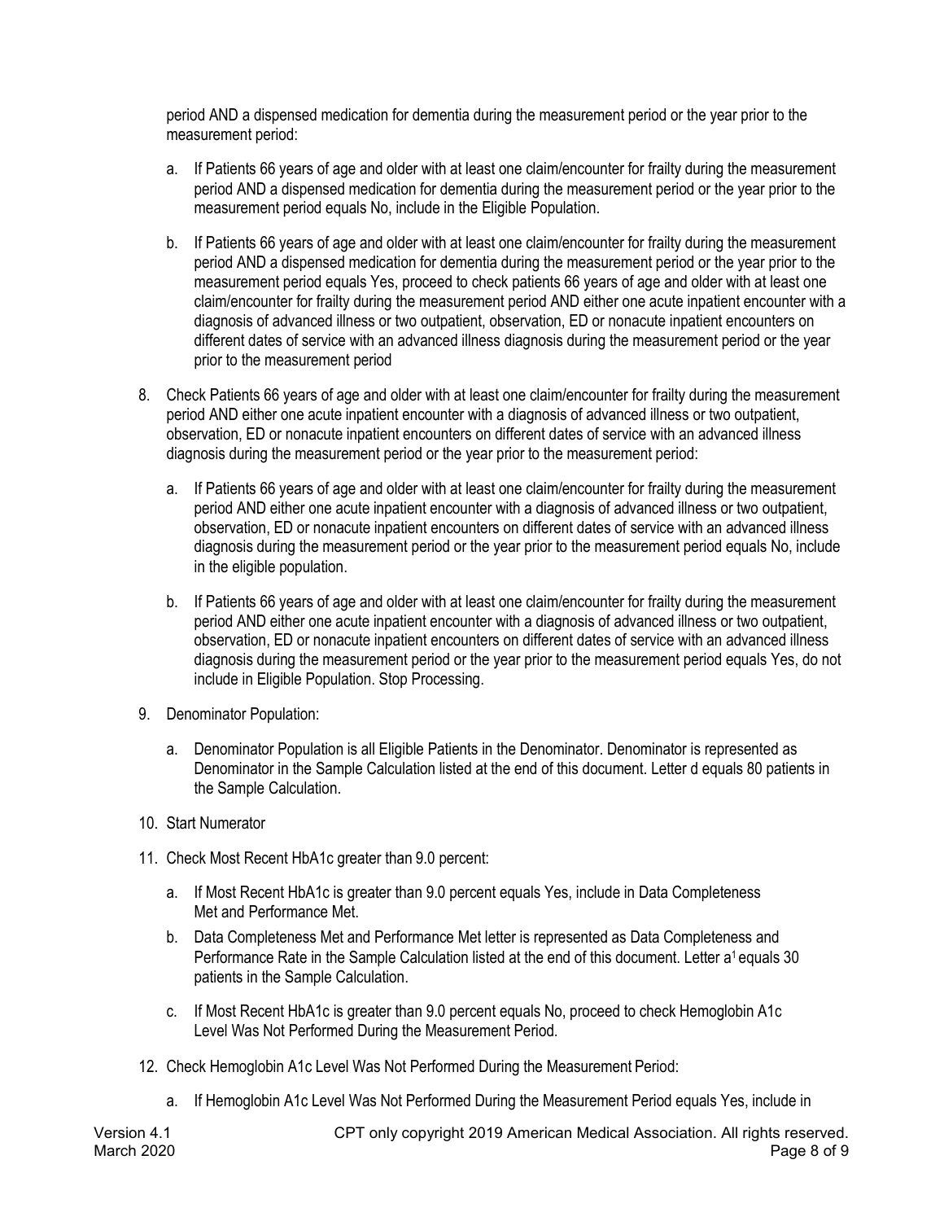period AND a dispensed medication for dementia during the measurement period or the year prior to the measurement period:

a. If Patients 66 years of age and older with at least one claim/encounter for frailty during the measurement period AND a dispensed medication for dementia during the measurement period or the year prior to the measurement period equals No, include in the Eligible Population.

b. If Patients 66 years of age and older with at least one claim/encounter for frailty during the measurement period AND a dispensed medication for dementia during the measurement period or the year prior to the measurement period equals Yes, proceed to check patients 66 years of age and older with at least one claim/encounter for frailty during the measurement period AND either one acute inpatient encounter with a diagnosis of advanced illness or two outpatient, observation, ED or nonacute inpatient encounters on different dates of service with an advanced illness diagnosis during the measurement period or the year prior to the measurement period

8. Check Patients 66 years of age and older with at least one claim/encounter for frailty during the measurement period AND either one acute inpatient encounter with a diagnosis of advanced illness or two outpatient, observation, ED or nonacute inpatient encounters on different dates of service with an advanced illness diagnosis during the measurement period or the year prior to the measurement period:

   a. If Patients 66 years of age and older with at least one claim/encounter for frailty during the measurement period AND either one acute inpatient encounter with a diagnosis of advanced illness or two outpatient, observation, ED or nonacute inpatient encounters on different dates of service with an advanced illness diagnosis during the measurement period or the year prior to the measurement period equals No, include in the eligible population.

   b. If Patients 66 years of age and older with at least one claim/encounter for frailty during the measurement period AND either one acute inpatient encounter with a diagnosis of advanced illness or two outpatient, observation, ED or nonacute inpatient encounters on different dates of service with an advanced illness diagnosis during the measurement period or the year prior to the measurement period equals Yes, do not include in Eligible Population. Stop Processing.

9. Denominator Population:

   a. Denominator Population is all Eligible Patients in the Denominator. Denominator is represented as Denominator in the Sample Calculation listed at the end of this document. Letter d equals 80 patients in the Sample Calculation.

10. Start Numerator

11. Check Most Recent HbA1c greater than 9.0 percent:

    a. If Most Recent HbA1c is greater than 9.0 percent equals Yes, include in Data Completeness Met and Performance Met.

    b. Data Completeness Met and Performance Met letter is represented as Data Completeness and Performance Rate in the Sample Calculation listed at the end of this document. Letter a[1] equals 30 patients in the Sample Calculation.

    c. If Most Recent HbA1c is greater than 9.0 percent equals No, proceed to check Hemoglobin A1c Level Was Not Performed During the Measurement Period.

12. Check Hemoglobin A1c Level Was Not Performed During the Measurement Period:

    a. If Hemoglobin A1c Level Was Not Performed During the Measurement Period equals Yes, include in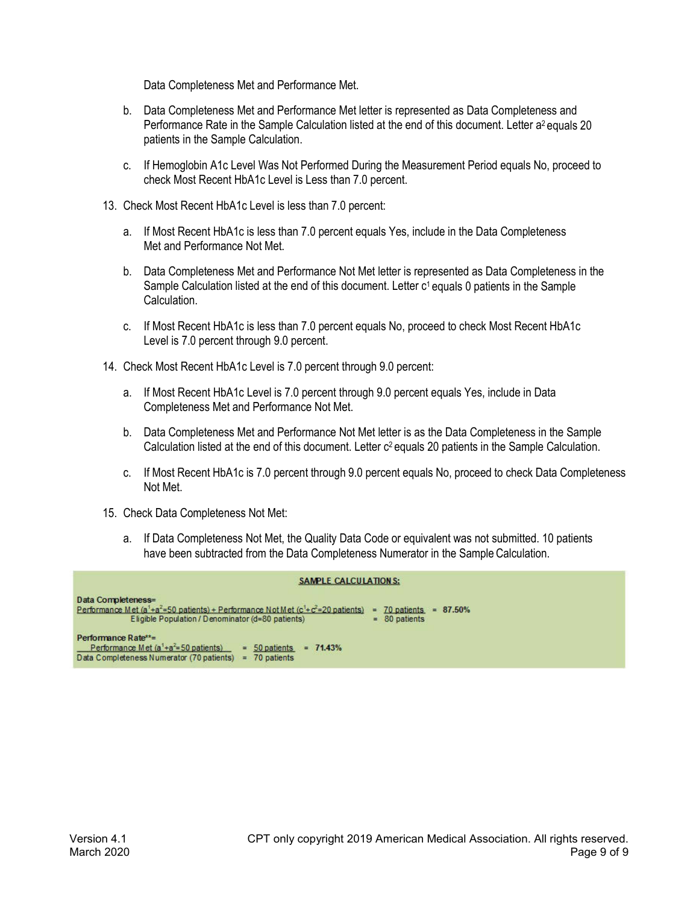Data Completeness Met and Performance Met.

b. Data Completeness Met and Performance Met letter is represented as Data Completeness and Performance Rate in the Sample Calculation listed at the end of this document. Letter $a^2$ equals 20 patients in the Sample Calculation.

c. If Hemoglobin A1c Level Was Not Performed During the Measurement Period equals No, proceed to check Most Recent HbA1c Level is Less than 7.0 percent.

13. Check Most Recent HbA1c Level is less than 7.0 percent:

    a. If Most Recent HbA1c is less than 7.0 percent equals Yes, include in the Data Completeness Met and Performance Not Met.

    b. Data Completeness Met and Performance Not Met letter is represented as Data Completeness in the Sample Calculation listed at the end of this document. Letter $c^1$ equals 0 patients in the Sample Calculation.

    c. If Most Recent HbA1c is less than 7.0 percent equals No, proceed to check Most Recent HbA1c Level is 7.0 percent through 9.0 percent.

14. Check Most Recent HbA1c Level is 7.0 percent through 9.0 percent:

    a. If Most Recent HbA1c Level is 7.0 percent through 9.0 percent equals Yes, include in Data Completeness Met and Performance Not Met.

    b. Data Completeness Met and Performance Not Met letter is as the Data Completeness in the Sample Calculation listed at the end of this document. Letter $c^2$ equals 20 patients in the Sample Calculation.

    c. If Most Recent HbA1c is 7.0 percent through 9.0 percent equals No, proceed to check Data Completeness Not Met.

15. Check Data Completeness Not Met:

    a. If Data Completeness Not Met, the Quality Data Code or equivalent was not submitted. 10 patients have been subtracted from the Data Completeness Numerator in the Sample Calculation.

**SAMPLE CALCULATIONS:**

**Data Completeness=**

$$\frac{\text{Performance Met } (a^1+a^2=50 \text{ patients}) + \text{Performance Not Met } (c^1+c^2=20 \text{ patients})}{\text{Eligible Population / Denominator } (d=80 \text{ patients})} = \frac{70 \text{ patients}}{80 \text{ patients}} = \mathbf{87.50\%}$$

**Performance Rate\*\*=**

$$\frac{\text{Performance Met } (a^1+a^2=50 \text{ patients})}{\text{Data Completeness Numerator } (70 \text{ patients})} = \frac{50 \text{ patients}}{70 \text{ patients}} = \mathbf{71.43\%}$$

Version 4.1
March 2020

CPT only copyright 2019 American Medical Association. All rights reserved.